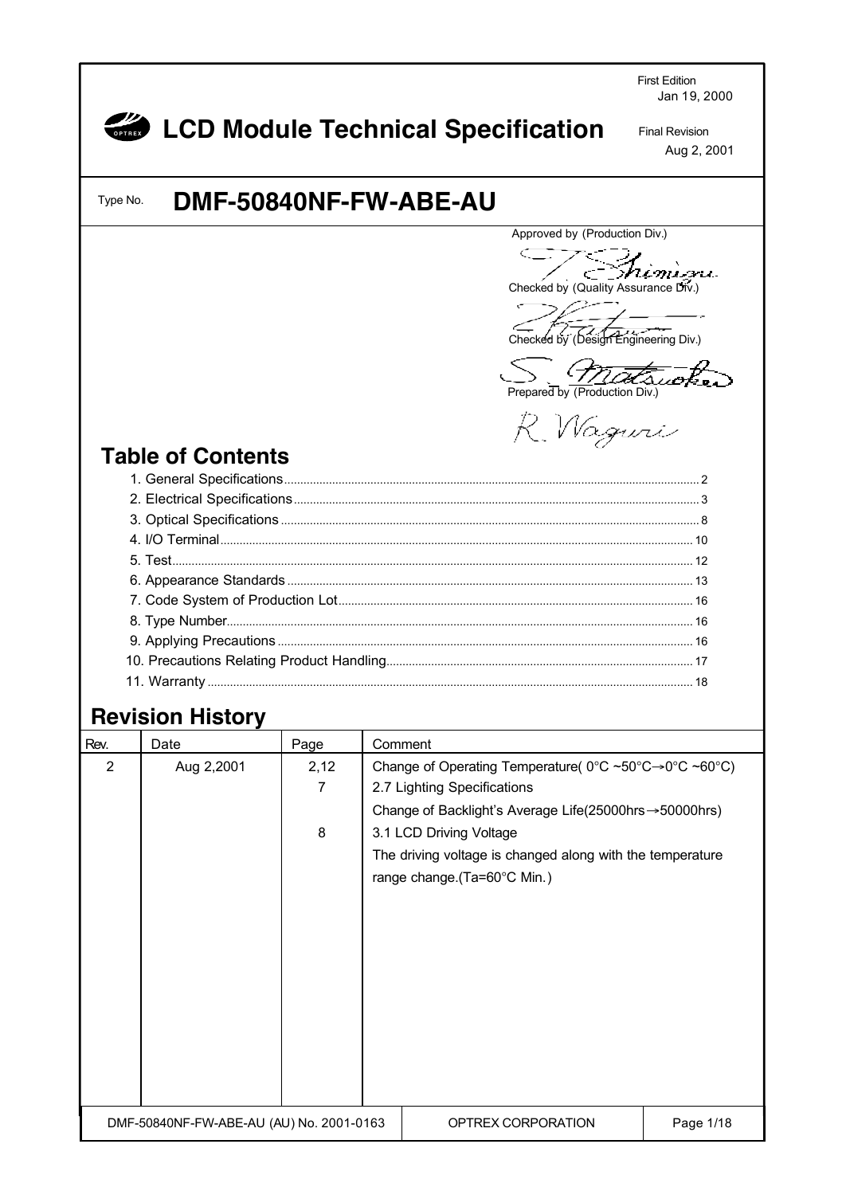First Edition
Jan 19, 2000

# LCD Module Technical Specification

Final Revision
Aug 2, 2001

Type No. **DMF-50840NF-FW-ABE-AU**

Approved by (Production Div.)

Checked by (Quality Assurance Div.)

Checked by (Design Engineering Div.)

Prepared by (Production Div.)

## Table of Contents

1. General Specifications .......... 2
2. Electrical Specifications .......... 3
3. Optical Specifications .......... 8
4. I/O Terminal .......... 10
5. Test .......... 12
6. Appearance Standards .......... 13
7. Code System of Production Lot .......... 16
8. Type Number .......... 16
9. Applying Precautions .......... 16
10. Precautions Relating Product Handling .......... 17
11. Warranty .......... 18

## Revision History

| Rev. | Date | Page | Comment |
|---|---|---|---|
| 2 | Aug 2,2001 | 2,12 | Change of Operating Temperature( 0°C ~50°C→0°C ~60°C) |
| | | 7 | 2.7 Lighting Specifications |
| | | | Change of Backlight's Average Life(25000hrs→50000hrs) |
| | | 8 | 3.1 LCD Driving Voltage |
| | | | The driving voltage is changed along with the temperature range change.(Ta=60°C Min.) |

DMF-50840NF-FW-ABE-AU (AU) No. 2001-0163 | OPTREX CORPORATION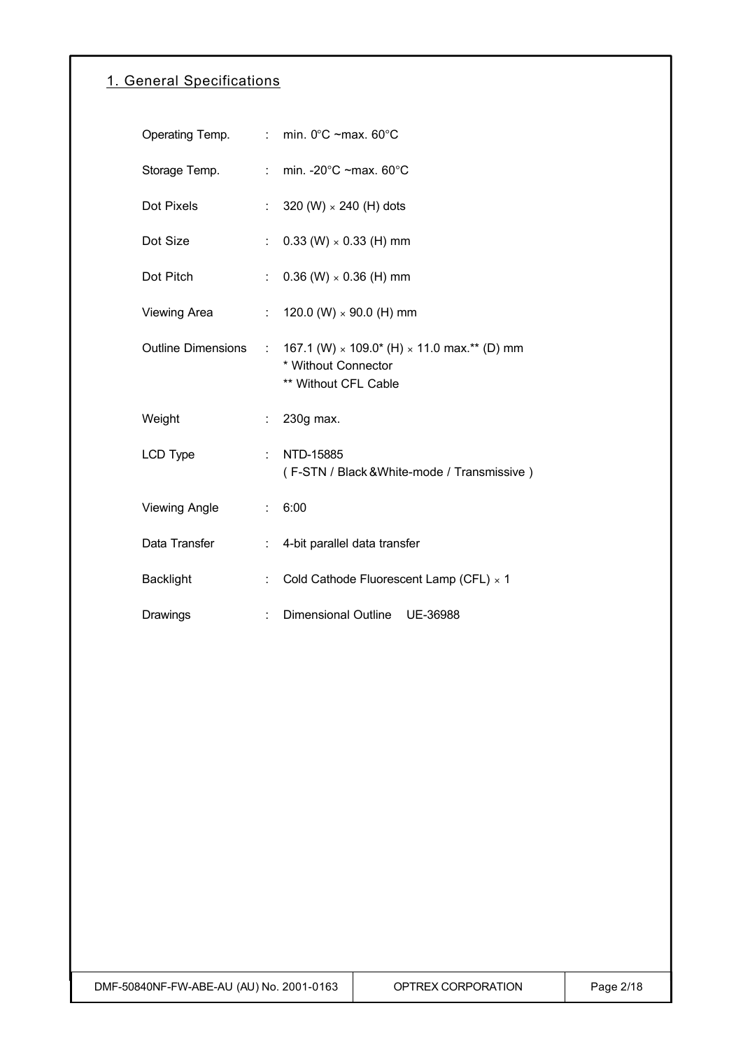## 1. General Specifications

| | | |
|---|---|---|
| Operating Temp. | : | min. 0°C ~max. 60°C |
| Storage Temp. | : | min. -20°C ~max. 60°C |
| Dot Pixels | : | 320 (W) × 240 (H) dots |
| Dot Size | : | 0.33 (W) × 0.33 (H) mm |
| Dot Pitch | : | 0.36 (W) × 0.36 (H) mm |
| Viewing Area | : | 120.0 (W) × 90.0 (H) mm |
| Outline Dimensions | : | 167.1 (W) × 109.0* (H) × 11.0 max.** (D) mm<br>* Without Connector<br>** Without CFL Cable |
| Weight | : | 230g max. |
| LCD Type | : | NTD-15885<br>( F-STN / Black &White-mode / Transmissive ) |
| Viewing Angle | : | 6:00 |
| Data Transfer | : | 4-bit parallel data transfer |
| Backlight | : | Cold Cathode Fluorescent Lamp (CFL) × 1 |
| Drawings | : | Dimensional Outline UE-36988 |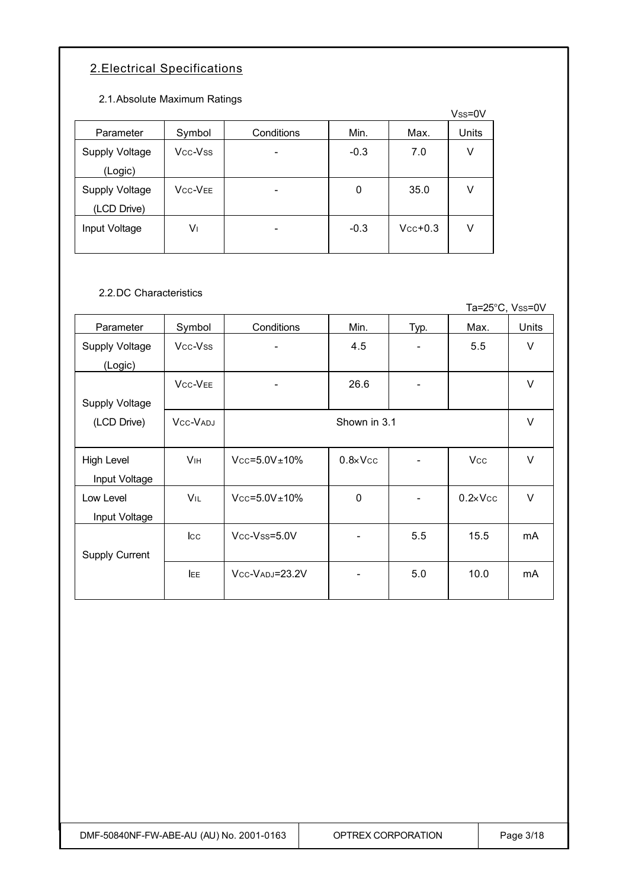## 2.Electrical Specifications

### 2.1.Absolute Maximum Ratings

$V_{SS}$=0V

| Parameter | Symbol | Conditions | Min. | Max. | Units |
|---|---|---|---|---|---|
| Supply Voltage (Logic) | $V_{CC}$-$V_{SS}$ | - | -0.3 | 7.0 | V |
| Supply Voltage (LCD Drive) | $V_{CC}$-$V_{EE}$ | - | 0 | 35.0 | V |
| Input Voltage | $V_I$ | - | -0.3 | $V_{CC}$+0.3 | V |

### 2.2.DC Characteristics

Ta=25°C, $V_{SS}$=0V

| Parameter | Symbol | Conditions | Min. | Typ. | Max. | Units |
|---|---|---|---|---|---|---|
| Supply Voltage (Logic) | $V_{CC}$-$V_{SS}$ | - | 4.5 | - | 5.5 | V |
| Supply Voltage (LCD Drive) | $V_{CC}$-$V_{EE}$ | - | 26.6 | - | | V |
| | $V_{CC}$-$V_{ADJ}$ | Shown in 3.1 | | | | V |
| High Level Input Voltage | $V_{IH}$ | $V_{CC}$=5.0V±10% | 0.8×$V_{CC}$ | - | $V_{CC}$ | V |
| Low Level Input Voltage | $V_{IL}$ | $V_{CC}$=5.0V±10% | 0 | - | 0.2×$V_{CC}$ | V |
| Supply Current | $I_{CC}$ | $V_{CC}$-$V_{SS}$=5.0V | - | 5.5 | 15.5 | mA |
| | $I_{EE}$ | $V_{CC}$-$V_{ADJ}$=23.2V | - | 5.0 | 10.0 | mA |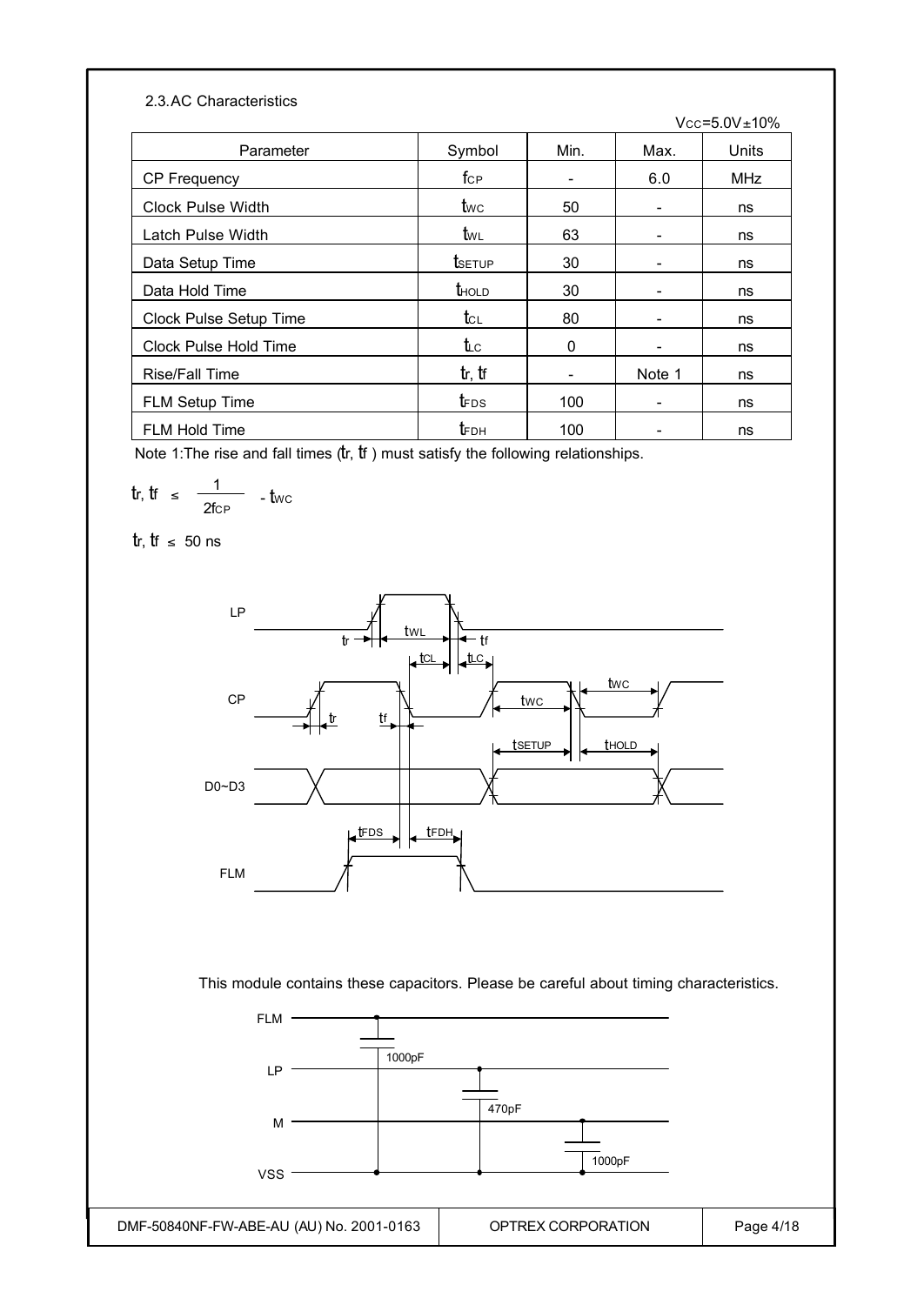## 2.3.AC Characteristics

$V_{CC}$=5.0V±10%

| Parameter | Symbol | Min. | Max. | Units |
|---|---|---|---|---|
| CP Frequency | $f_{CP}$ | - | 6.0 | MHz |
| Clock Pulse Width | $t_{WC}$ | 50 | - | ns |
| Latch Pulse Width | $t_{WL}$ | 63 | - | ns |
| Data Setup Time | $t_{SETUP}$ | 30 | - | ns |
| Data Hold Time | $t_{HOLD}$ | 30 | - | ns |
| Clock Pulse Setup Time | $t_{CL}$ | 80 | - | ns |
| Clock Pulse Hold Time | $t_{LC}$ | 0 | - | ns |
| Rise/Fall Time | $t_r$, $t_f$ | - | Note 1 | ns |
| FLM Setup Time | $t_{FDS}$ | 100 | - | ns |
| FLM Hold Time | $t_{FDH}$ | 100 | - | ns |

Note 1:The rise and fall times ($t_r$, $t_f$ ) must satisfy the following relationships.

$$t_r, t_f \leq \frac{1}{2f_{CP}} - t_{WC}$$

$$t_r, t_f \leq 50 \text{ ns}$$

This module contains these capacitors. Please be careful about timing characteristics.

DMF-50840NF-FW-ABE-AU (AU) No. 2001-0163 | OPTREX CORPORATION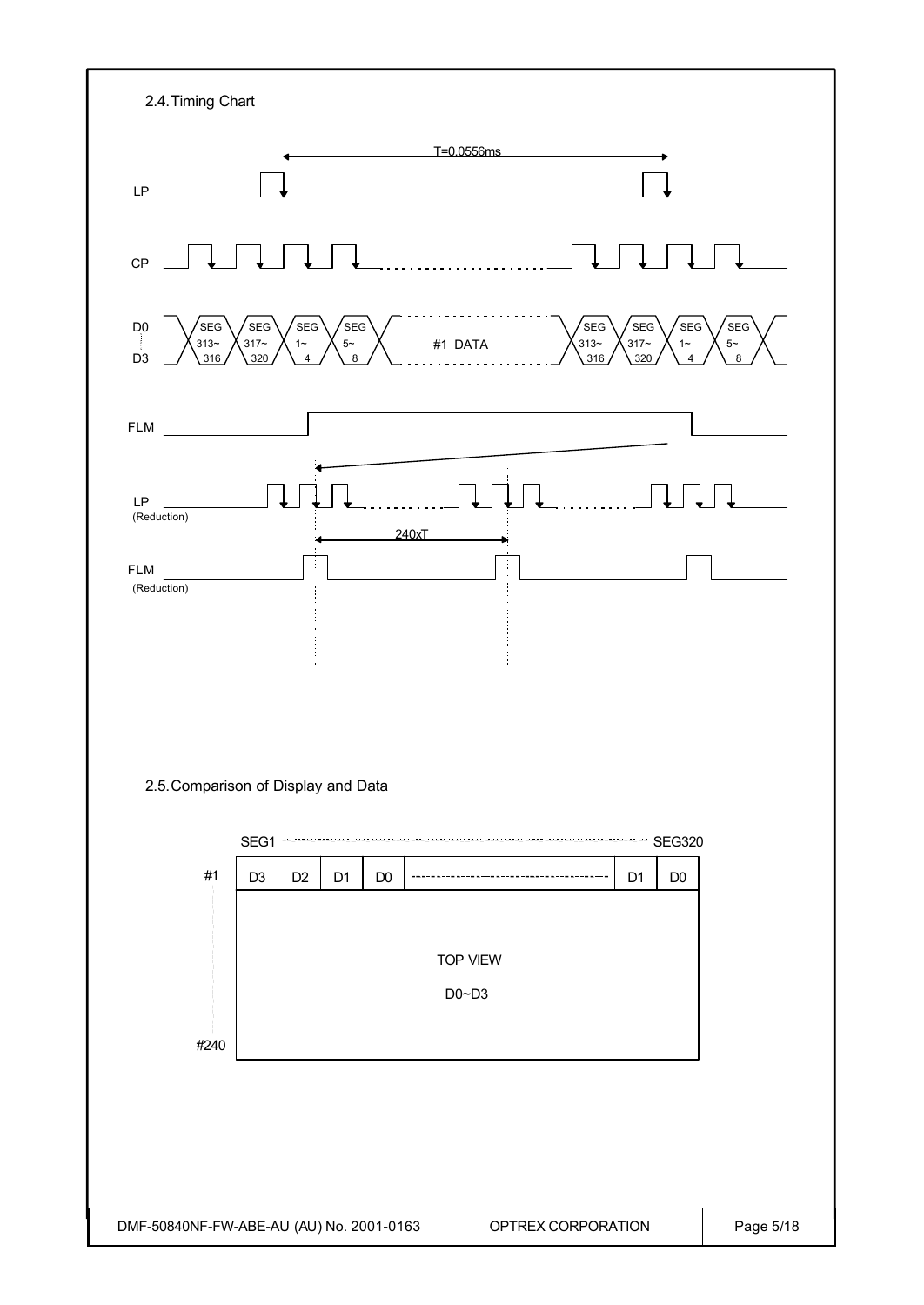## 2.4. Timing Chart

T=0.0556ms

LP

CP

D0 ⋮ D3: SEG 313~316 | SEG 317~320 | SEG 1~4 | SEG 5~8 | #1 DATA | SEG 313~316 | SEG 317~320 | SEG 1~4 | SEG 5~8

FLM

LP (Reduction)

240xT

FLM (Reduction)

## 2.5. Comparison of Display and Data

SEG1 ............................................ SEG320

| #1 | D3 | D2 | D1 | D0 | ------------------------------------ | D1 | D0 |
|---|---|---|---|---|---|---|---|

TOP VIEW

D0~D3

#240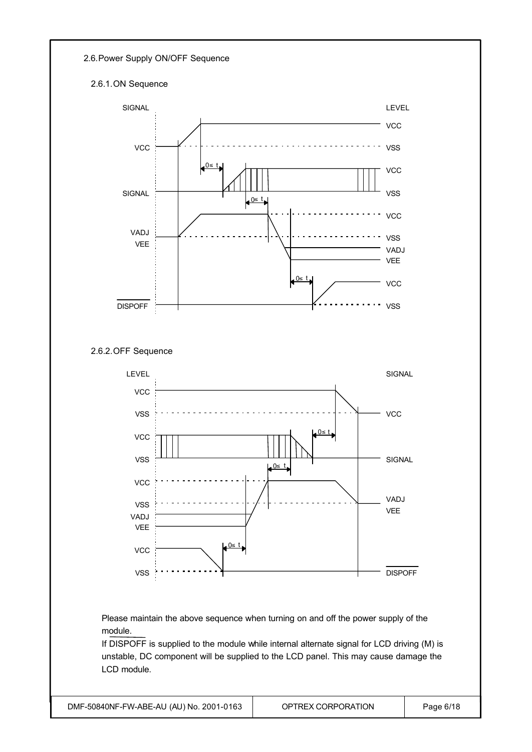## 2.6. Power Supply ON/OFF Sequence

### 2.6.1. ON Sequence

SIGNAL | LEVEL

VCC — VCC / VSS

SIGNAL — VCC / VSS

VADJ, VEE — VCC / VSS / VADJ / VEE

DISPOFF — VCC / VSS

0≤ t

### 2.6.2. OFF Sequence

LEVEL | SIGNAL

VCC / VSS — VCC

VCC / VSS — SIGNAL

VCC / VSS / VADJ / VEE — VADJ, VEE

VCC / VSS — DISPOFF

0≤ t

Please maintain the above sequence when turning on and off the power supply of the module.
If DISPOFF is supplied to the module while internal alternate signal for LCD driving (M) is unstable, DC component will be supplied to the LCD panel. This may cause damage the LCD module.

| DMF-50840NF-FW-ABE-AU (AU) No. 2001-0163 | OPTREX CORPORATION |
|---|---|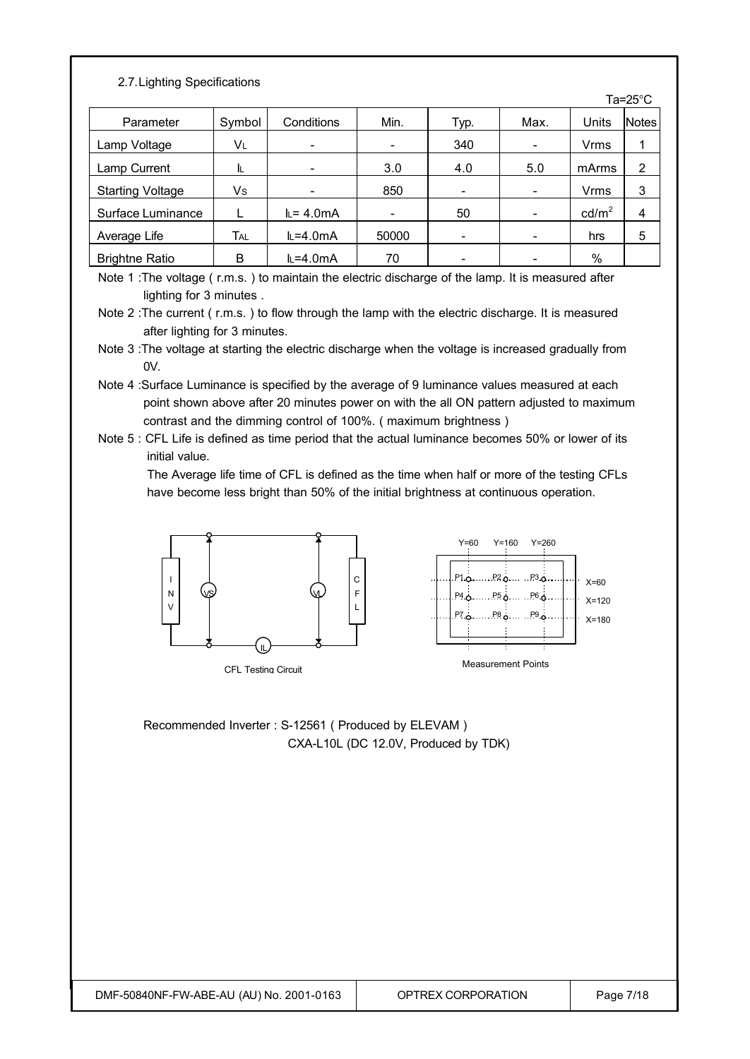### 2.7. Lighting Specifications

Ta=25°C

| Parameter | Symbol | Conditions | Min. | Typ. | Max. | Units | Notes |
|---|---|---|---|---|---|---|---|
| Lamp Voltage | $V_L$ | - | - | 340 | - | Vrms | 1 |
| Lamp Current | $I_L$ | - | 3.0 | 4.0 | 5.0 | mArms | 2 |
| Starting Voltage | $V_S$ | - | 850 | - | - | Vrms | 3 |
| Surface Luminance | L | $I_L$= 4.0mA | - | 50 | - | cd/m$^2$ | 4 |
| Average Life | $T_{AL}$ | $I_L$=4.0mA | 50000 | - | - | hrs | 5 |
| Brightne Ratio | B | $I_L$=4.0mA | 70 | - | - | % | |

Note 1 :The voltage ( r.m.s. ) to maintain the electric discharge of the lamp. It is measured after lighting for 3 minutes .

Note 2 :The current ( r.m.s. ) to flow through the lamp with the electric discharge. It is measured after lighting for 3 minutes.

Note 3 :The voltage at starting the electric discharge when the voltage is increased gradually from 0V.

Note 4 :Surface Luminance is specified by the average of 9 luminance values measured at each point shown above after 20 minutes power on with the all ON pattern adjusted to maximum contrast and the dimming control of 100%. ( maximum brightness )

Note 5 : CFL Life is defined as time period that the actual luminance becomes 50% or lower of its initial value.
The Average life time of CFL is defined as the time when half or more of the testing CFLs have become less bright than 50% of the initial brightness at continuous operation.

INV, VS, VL, IL, CFL

CFL Testing Circuit

Y=60 Y=160 Y=260

P1 P2 P3 X=60

P4 P5 P6 X=120

P7 P8 P9 X=180

Measurement Points

Recommended Inverter : S-12561 ( Produced by ELEVAM )
CXA-L10L (DC 12.0V, Produced by TDK)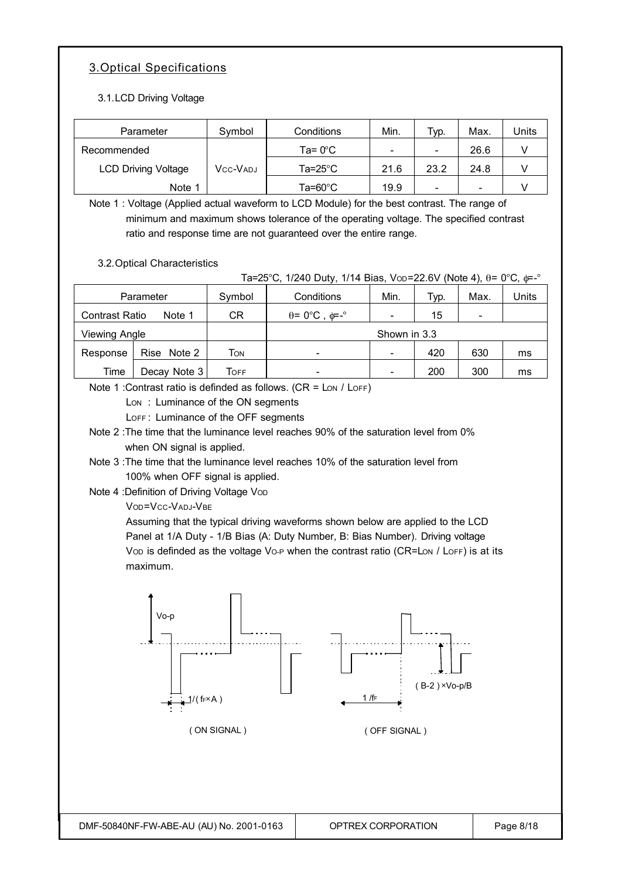## 3. Optical Specifications

### 3.1. LCD Driving Voltage

| Parameter | Symbol | Conditions | Min. | Typ. | Max. | Units |
|---|---|---|---|---|---|---|
| Recommended LCD Driving Voltage Note 1 | $V_{CC}$-$V_{ADJ}$ | Ta= 0°C | - | - | 26.6 | V |
| | | Ta=25°C | 21.6 | 23.2 | 24.8 | V |
| | | Ta=60°C | 19.9 | - | - | V |

Note 1 : Voltage (Applied actual waveform to LCD Module) for the best contrast. The range of minimum and maximum shows tolerance of the operating voltage. The specified contrast ratio and response time are not guaranteed over the entire range.

### 3.2. Optical Characteristics

Ta=25°C, 1/240 Duty, 1/14 Bias, $V_{OD}$=22.6V (Note 4), θ= 0°C, φ=-°

| Parameter | | Symbol | Conditions | Min. | Typ. | Max. | Units |
|---|---|---|---|---|---|---|---|
| Contrast Ratio | Note 1 | CR | θ= 0°C , φ=-° | - | 15 | - | |
| Viewing Angle | | | Shown in 3.3 | | | | |
| Response Time | Rise Note 2 | $T_{ON}$ | - | - | 420 | 630 | ms |
| | Decay Note 3 | $T_{OFF}$ | - | - | 200 | 300 | ms |

Note 1 :Contrast ratio is definded as follows. (CR = $L_{ON}$ / $L_{OFF}$)

$L_{ON}$ : Luminance of the ON segments

$L_{OFF}$ : Luminance of the OFF segments

Note 2 :The time that the luminance level reaches 90% of the saturation level from 0% when ON signal is applied.

Note 3 :The time that the luminance level reaches 10% of the saturation level from 100% when OFF signal is applied.

Note 4 :Definition of Driving Voltage $V_{OD}$

$V_{OD}=V_{CC}-V_{ADJ}-V_{BE}$

Assuming that the typical driving waveforms shown below are applied to the LCD Panel at 1/A Duty - 1/B Bias (A: Duty Number, B: Bias Number). Driving voltage $V_{OD}$ is definded as the voltage $V_{O\text{-}P}$ when the contrast ratio (CR=$L_{ON}$ / $L_{OFF}$) is at its maximum.

Vo-p

1/( $f_F$×A )

( ON SIGNAL )

( B-2 )×Vo-p/B

1 /$f_F$

( OFF SIGNAL )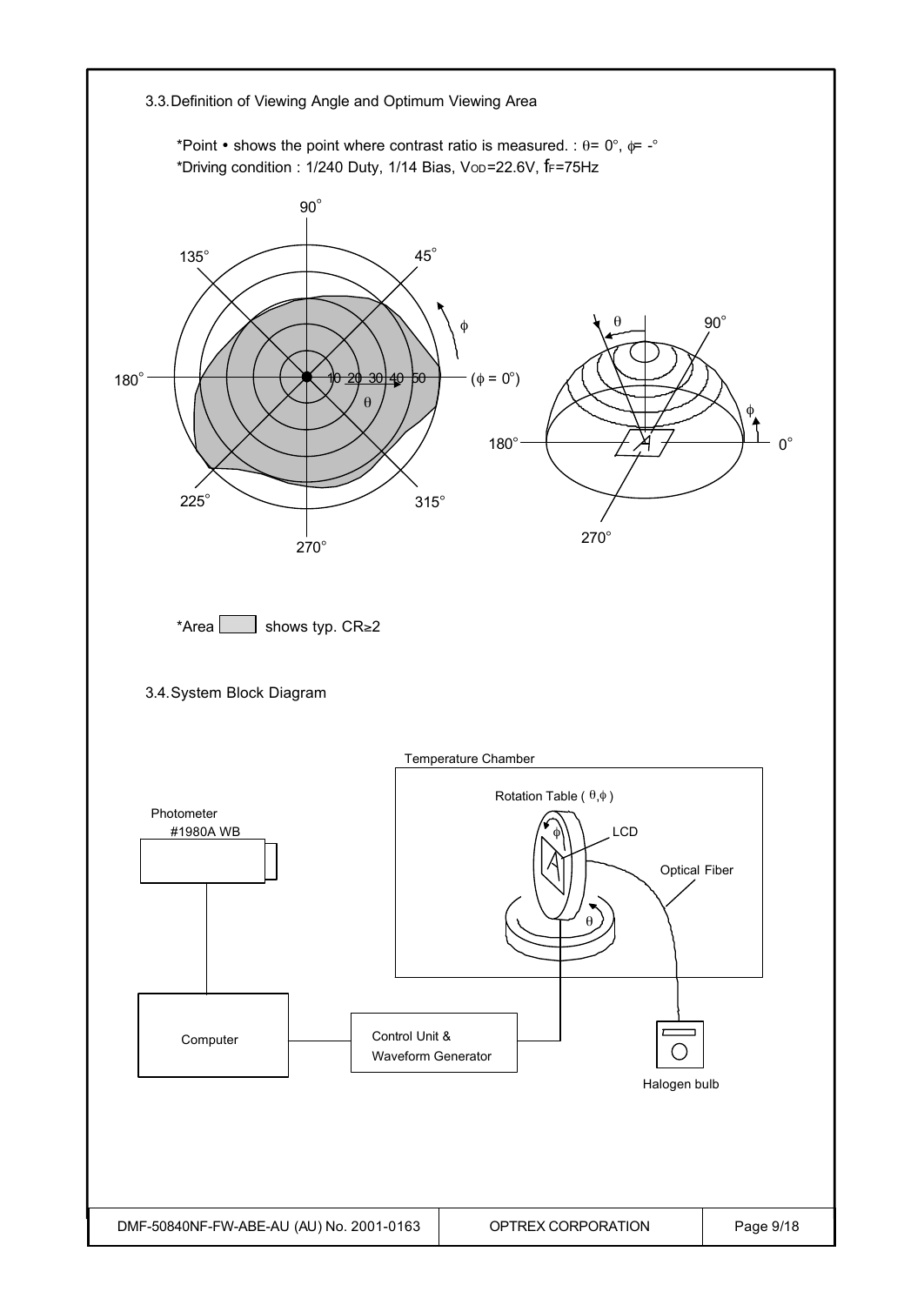## 3.3. Definition of Viewing Angle and Optimum Viewing Area

*Point • shows the point where contrast ratio is measured. : θ= 0°, φ= -°

*Driving condition : 1/240 Duty, 1/14 Bias, $V_{OD}$=22.6V, $f_F$=75Hz

*Area [ ] shows typ. CR≥2

## 3.4. System Block Diagram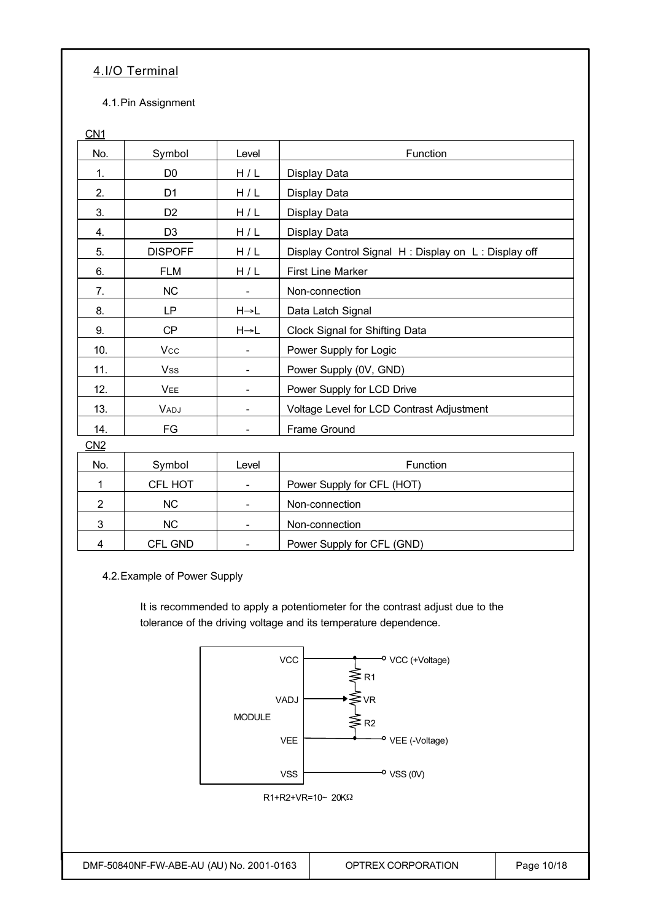## 4.I/O Terminal

### 4.1.Pin Assignment

CN1

| No. | Symbol | Level | Function |
|---|---|---|---|
| 1. | D0 | H / L | Display Data |
| 2. | D1 | H / L | Display Data |
| 3. | D2 | H / L | Display Data |
| 4. | D3 | H / L | Display Data |
| 5. | $\overline{\text{DISPOFF}}$ | H / L | Display Control Signal H : Display on L : Display off |
| 6. | FLM | H / L | First Line Marker |
| 7. | NC | - | Non-connection |
| 8. | LP | H→L | Data Latch Signal |
| 9. | CP | H→L | Clock Signal for Shifting Data |
| 10. | $V_{CC}$ | - | Power Supply for Logic |
| 11. | $V_{SS}$ | - | Power Supply (0V, GND) |
| 12. | $V_{EE}$ | - | Power Supply for LCD Drive |
| 13. | $V_{ADJ}$ | - | Voltage Level for LCD Contrast Adjustment |
| 14. | FG | - | Frame Ground |

CN2

| No. | Symbol | Level | Function |
|---|---|---|---|
| 1 | CFL HOT | - | Power Supply for CFL (HOT) |
| 2 | NC | - | Non-connection |
| 3 | NC | - | Non-connection |
| 4 | CFL GND | - | Power Supply for CFL (GND) |

### 4.2.Example of Power Supply

It is recommended to apply a potentiometer for the contrast adjust due to the tolerance of the driving voltage and its temperature dependence.

MODULE: VCC — VCC (+Voltage); VADJ — VR (between R1 and R2); VEE — VEE (-Voltage); VSS — VSS (0V)

R1+R2+VR=10~ 20KΩ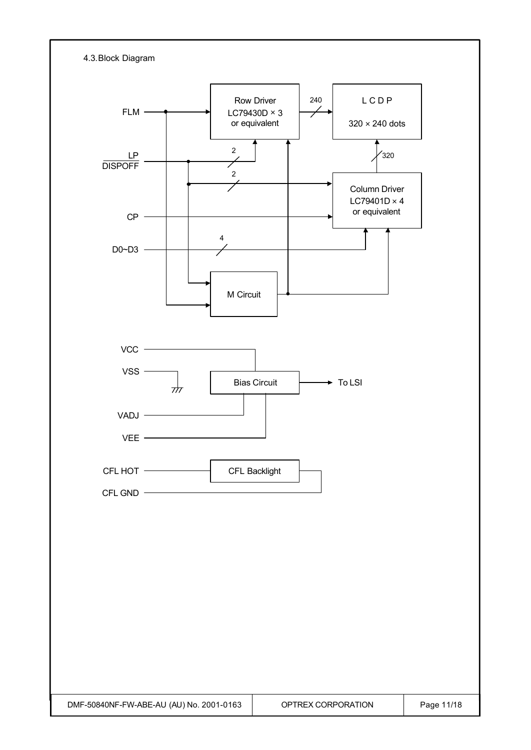## 4.3. Block Diagram

FLM

LP

DISPOFF

CP

D0~D3

Row Driver
LC79430D × 3
or equivalent

240

L C D P

320 × 240 dots

2

2

320

Column Driver
LC79401D × 4
or equivalent

4

M Circuit

VCC

VSS

Bias Circuit

To LSI

VADJ

VEE

CFL HOT

CFL Backlight

CFL GND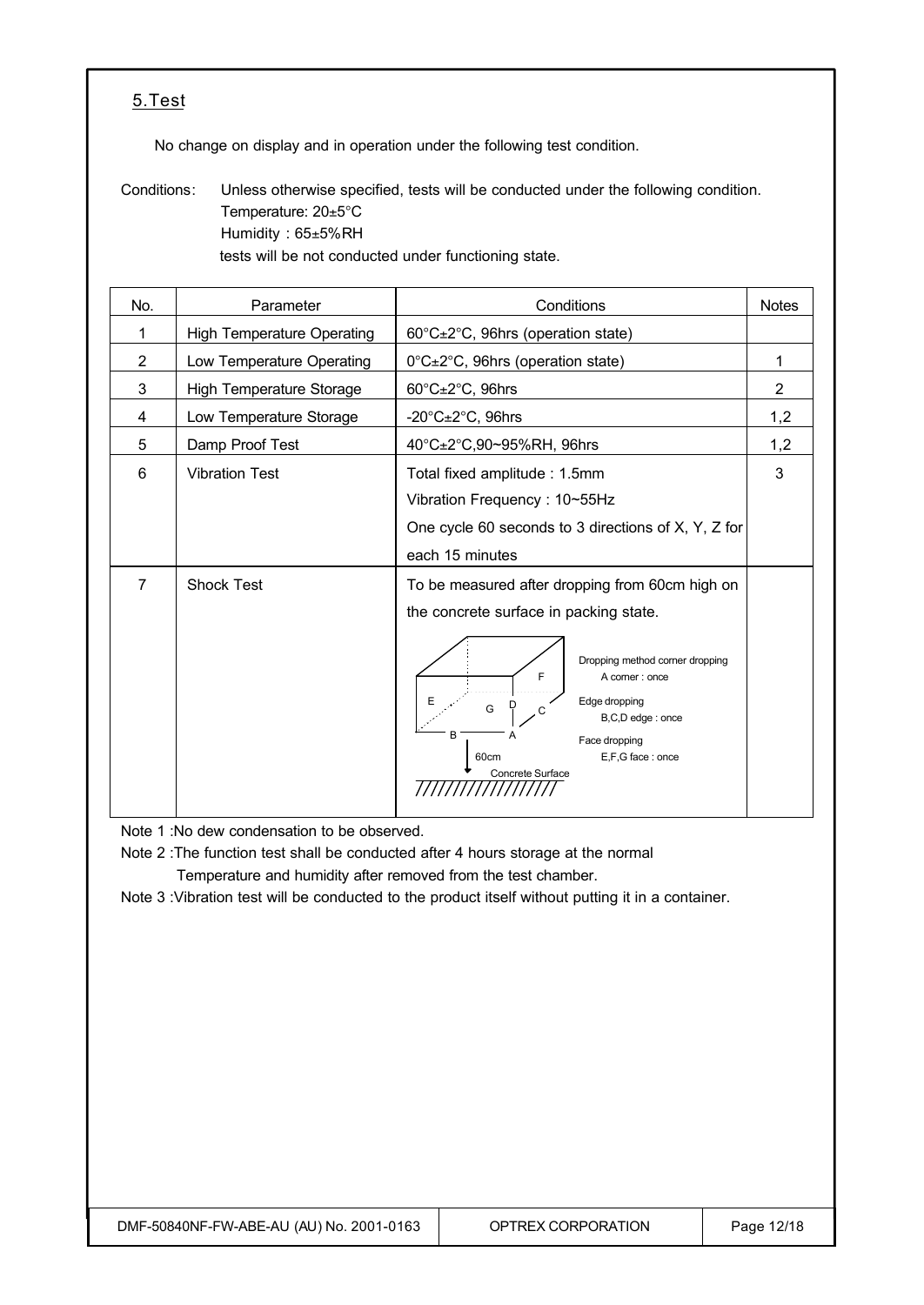## 5.Test

No change on display and in operation under the following test condition.

Conditions: Unless otherwise specified, tests will be conducted under the following condition.
Temperature: 20±5°C
Humidity : 65±5%RH
tests will be not conducted under functioning state.

| No. | Parameter | Conditions | Notes |
|---|---|---|---|
| 1 | High Temperature Operating | 60°C±2°C, 96hrs (operation state) | |
| 2 | Low Temperature Operating | 0°C±2°C, 96hrs (operation state) | 1 |
| 3 | High Temperature Storage | 60°C±2°C, 96hrs | 2 |
| 4 | Low Temperature Storage | -20°C±2°C, 96hrs | 1,2 |
| 5 | Damp Proof Test | 40°C±2°C,90~95%RH, 96hrs | 1,2 |
| 6 | Vibration Test | Total fixed amplitude : 1.5mm<br>Vibration Frequency : 10~55Hz<br>One cycle 60 seconds to 3 directions of X, Y, Z for each 15 minutes | 3 |
| 7 | Shock Test | To be measured after dropping from 60cm high on the concrete surface in packing state.<br>Dropping method corner dropping<br>A corner : once<br>Edge dropping<br>B,C,D edge : once<br>Face dropping<br>E,F,G face : once<br>60cm<br>Concrete Surface | |

Note 1 :No dew condensation to be observed.

Note 2 :The function test shall be conducted after 4 hours storage at the normal Temperature and humidity after removed from the test chamber.

Note 3 :Vibration test will be conducted to the product itself without putting it in a container.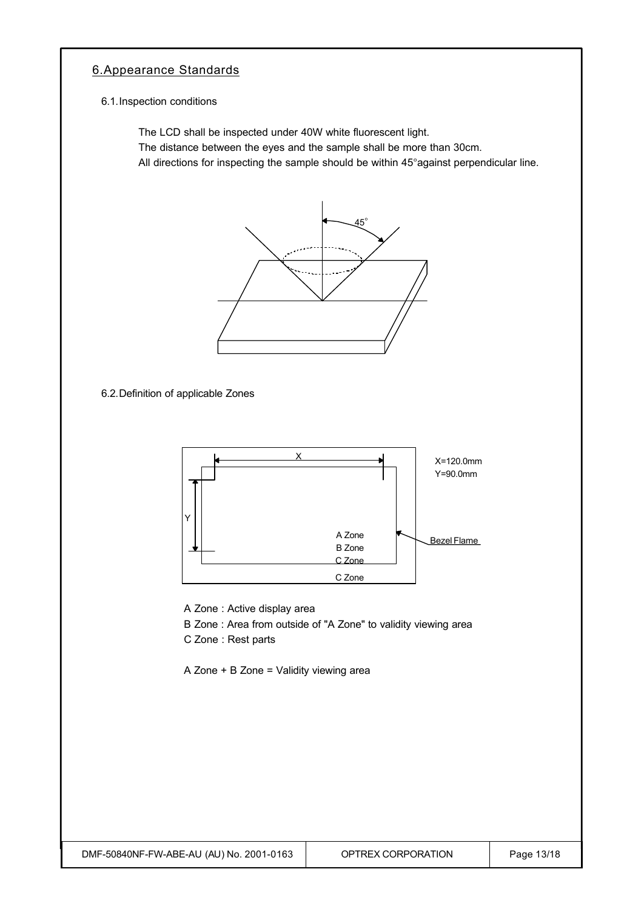## 6. Appearance Standards

### 6.1. Inspection conditions

The LCD shall be inspected under 40W white fluorescent light.
The distance between the eyes and the sample shall be more than 30cm.
All directions for inspecting the sample should be within 45°against perpendicular line.

### 6.2. Definition of applicable Zones

X=120.0mm
Y=90.0mm

A Zone : Active display area
B Zone : Area from outside of "A Zone" to validity viewing area
C Zone : Rest parts

A Zone + B Zone = Validity viewing area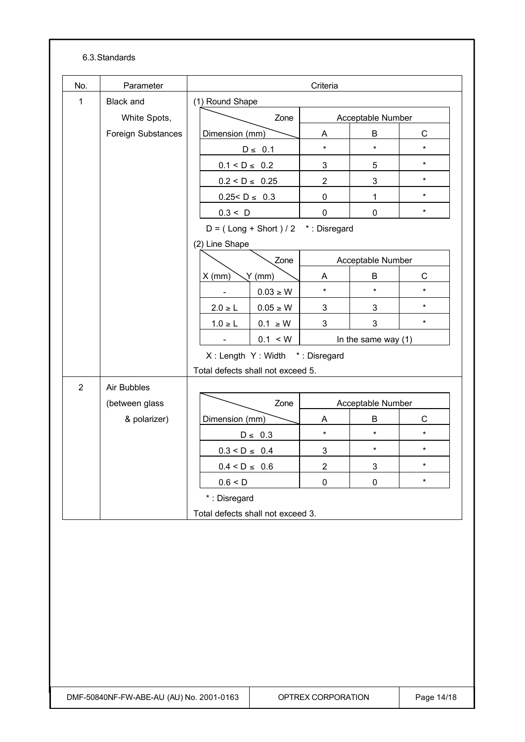6.3. Standards

| No. | Parameter | Criteria |
|---|---|---|
| 1 | Black and White Spots, Foreign Substances | (1) Round Shape |

| Dimension (mm) \ Zone | Acceptable Number A | B | C |
|---|---|---|---|
| D ≤ 0.1 | * | * | * |
| 0.1 < D ≤ 0.2 | 3 | 5 | * |
| 0.2 < D ≤ 0.25 | 2 | 3 | * |
| 0.25< D ≤ 0.3 | 0 | 1 | * |
| 0.3 < D | 0 | 0 | * |

D = ( Long + Short ) / 2 * : Disregard

(2) Line Shape

| X (mm) | Y (mm) | Acceptable Number A | B | C |
|---|---|---|---|---|
| - | 0.03 ≥ W | * | * | * |
| 2.0 ≥ L | 0.05 ≥ W | 3 | 3 | * |
| 1.0 ≥ L | 0.1 ≥ W | 3 | 3 | * |
| - | 0.1 < W | In the same way (1) | | |

X : Length Y : Width * : Disregard

Total defects shall not exceed 5.

| No. | Parameter | Criteria |
|---|---|---|
| 2 | Air Bubbles (between glass & polarizer) | |

| Dimension (mm) \ Zone | Acceptable Number A | B | C |
|---|---|---|---|
| D ≤ 0.3 | * | * | * |
| 0.3 < D ≤ 0.4 | 3 | * | * |
| 0.4 < D ≤ 0.6 | 2 | 3 | * |
| 0.6 < D | 0 | 0 | * |

* : Disregard

Total defects shall not exceed 3.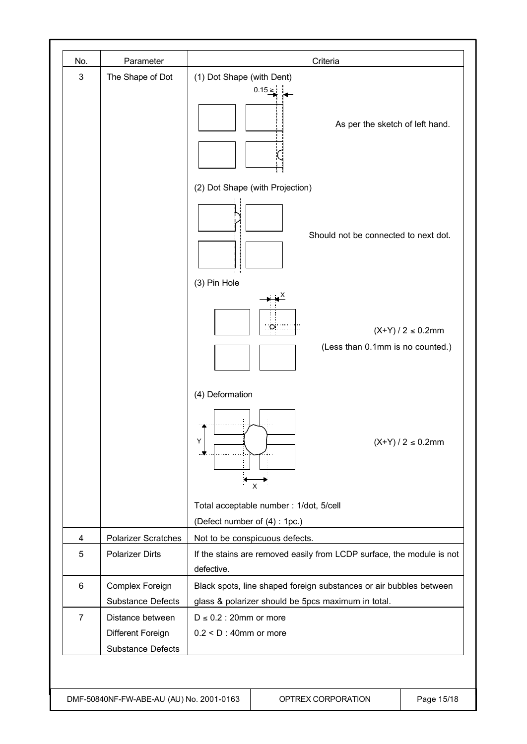| No. | Parameter | Criteria |
|---|---|---|
| 3 | The Shape of Dot | (1) Dot Shape (with Dent)<br>0.15 ≥<br>As per the sketch of left hand.<br><br>(2) Dot Shape (with Projection)<br>Should not be connected to next dot.<br><br>(3) Pin Hole<br>X<br>$(X+Y) / 2 \leq 0.2$mm<br>(Less than 0.1mm is no counted.)<br><br>(4) Deformation<br>Y<br>X<br>$(X+Y) / 2 \leq 0.2$mm<br><br>Total acceptable number : 1/dot, 5/cell<br>(Defect number of (4) : 1pc.) |
| 4 | Polarizer Scratches | Not to be conspicuous defects. |
| 5 | Polarizer Dirts | If the stains are removed easily from LCDP surface, the module is not defective. |
| 6 | Complex Foreign Substance Defects | Black spots, line shaped foreign substances or air bubbles between glass & polarizer should be 5pcs maximum in total. |
| 7 | Distance between Different Foreign Substance Defects | $D \leq 0.2$ : 20mm or more<br>$0.2 < D$ : 40mm or more |

DMF-50840NF-FW-ABE-AU (AU) No. 2001-0163 | OPTREX CORPORATION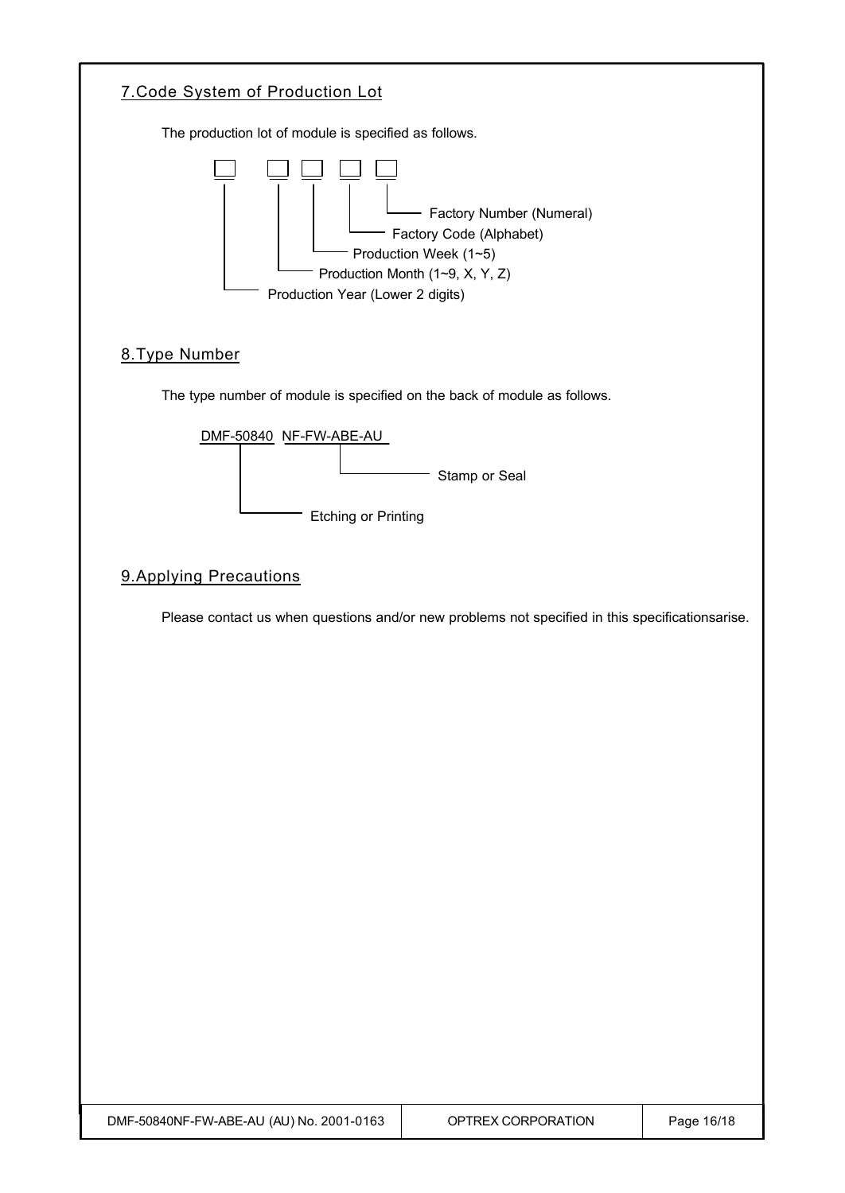## 7. Code System of Production Lot

The production lot of module is specified as follows.

```
□   □ □ □ □
│   │ │ │ └── Factory Number (Numeral)
│   │ │ └──── Factory Code (Alphabet)
│   │ └────── Production Week (1~5)
│   └──────── Production Month (1~9, X, Y, Z)
└──────────── Production Year (Lower 2 digits)
```

## 8. Type Number

The type number of module is specified on the back of module as follows.

```
DMF-50840  NF-FW-ABE-AU
    │            │
    │            └──────── Stamp or Seal
    │
    └──────── Etching or Printing
```

## 9. Applying Precautions

Please contact us when questions and/or new problems not specified in this specificationsarise.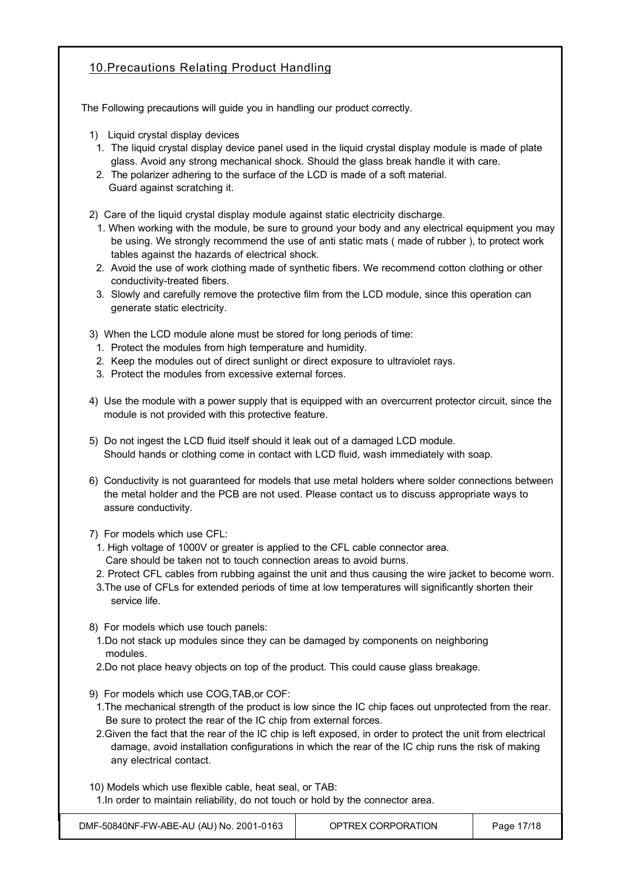## 10.Precautions Relating Product Handling

The Following precautions will guide you in handling our product correctly.

1) Liquid crystal display devices
   1. The liquid crystal display device panel used in the liquid crystal display module is made of plate glass. Avoid any strong mechanical shock. Should the glass break handle it with care.
   2. The polarizer adhering to the surface of the LCD is made of a soft material. Guard against scratching it.

2) Care of the liquid crystal display module against static electricity discharge.
   1. When working with the module, be sure to ground your body and any electrical equipment you may be using. We strongly recommend the use of anti static mats ( made of rubber ), to protect work tables against the hazards of electrical shock.
   2. Avoid the use of work clothing made of synthetic fibers. We recommend cotton clothing or other conductivity-treated fibers.
   3. Slowly and carefully remove the protective film from the LCD module, since this operation can generate static electricity.

3) When the LCD module alone must be stored for long periods of time:
   1. Protect the modules from high temperature and humidity.
   2. Keep the modules out of direct sunlight or direct exposure to ultraviolet rays.
   3. Protect the modules from excessive external forces.

4) Use the module with a power supply that is equipped with an overcurrent protector circuit, since the module is not provided with this protective feature.

5) Do not ingest the LCD fluid itself should it leak out of a damaged LCD module. Should hands or clothing come in contact with LCD fluid, wash immediately with soap.

6) Conductivity is not guaranteed for models that use metal holders where solder connections between the metal holder and the PCB are not used. Please contact us to discuss appropriate ways to assure conductivity.

7) For models which use CFL:
   1. High voltage of 1000V or greater is applied to the CFL cable connector area. Care should be taken not to touch connection areas to avoid burns.
   2. Protect CFL cables from rubbing against the unit and thus causing the wire jacket to become worn.
   3. The use of CFLs for extended periods of time at low temperatures will significantly shorten their service life.

8) For models which use touch panels:
   1. Do not stack up modules since they can be damaged by components on neighboring modules.
   2. Do not place heavy objects on top of the product. This could cause glass breakage.

9) For models which use COG,TAB,or COF:
   1. The mechanical strength of the product is low since the IC chip faces out unprotected from the rear. Be sure to protect the rear of the IC chip from external forces.
   2. Given the fact that the rear of the IC chip is left exposed, in order to protect the unit from electrical damage, avoid installation configurations in which the rear of the IC chip runs the risk of making any electrical contact.

10) Models which use flexible cable, heat seal, or TAB:
   1. In order to maintain reliability, do not touch or hold by the connector area.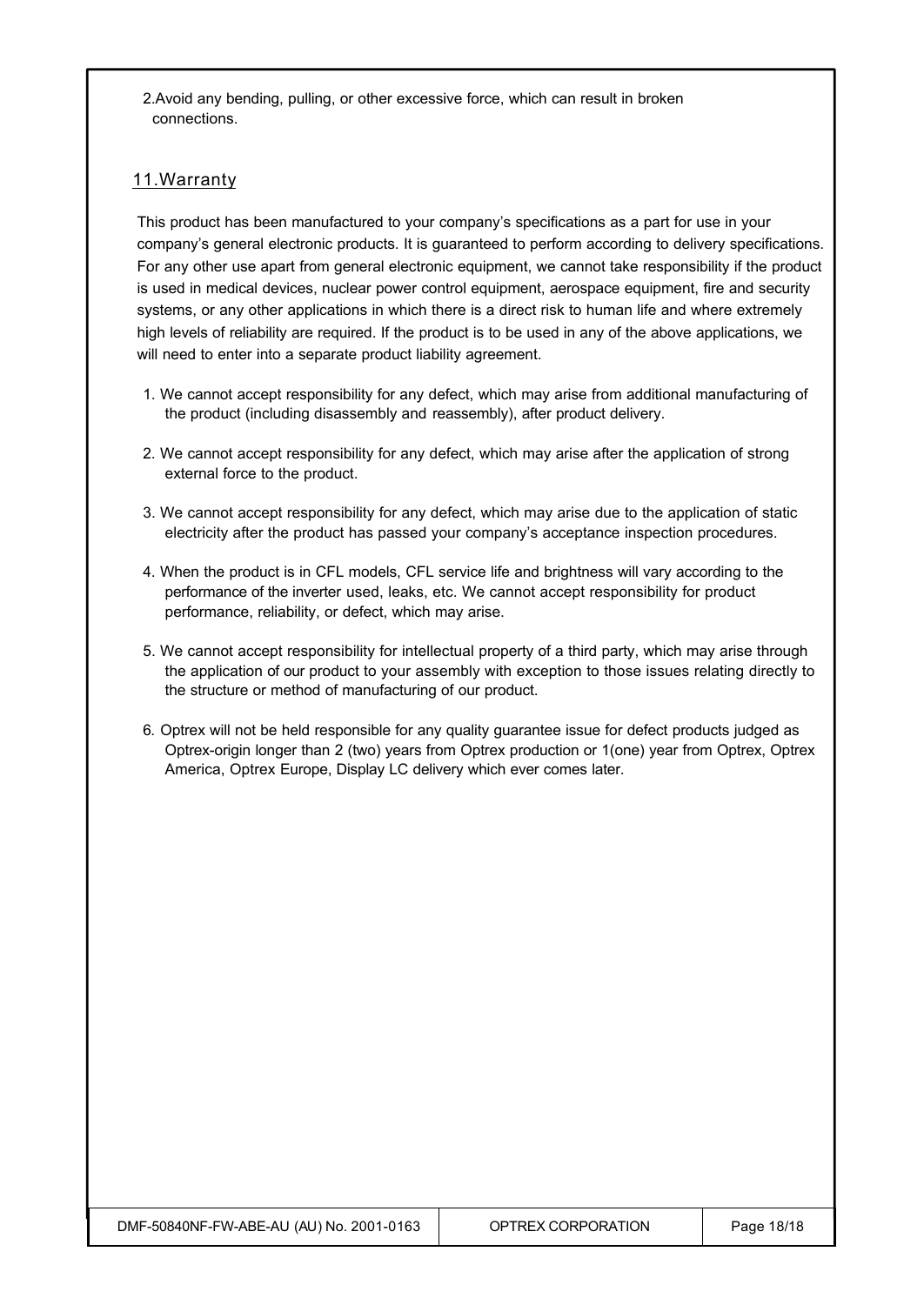2.Avoid any bending, pulling, or other excessive force, which can result in broken connections.

## 11.Warranty

This product has been manufactured to your company's specifications as a part for use in your company's general electronic products. It is guaranteed to perform according to delivery specifications. For any other use apart from general electronic equipment, we cannot take responsibility if the product is used in medical devices, nuclear power control equipment, aerospace equipment, fire and security systems, or any other applications in which there is a direct risk to human life and where extremely high levels of reliability are required. If the product is to be used in any of the above applications, we will need to enter into a separate product liability agreement.

1. We cannot accept responsibility for any defect, which may arise from additional manufacturing of the product (including disassembly and reassembly), after product delivery.

2. We cannot accept responsibility for any defect, which may arise after the application of strong external force to the product.

3. We cannot accept responsibility for any defect, which may arise due to the application of static electricity after the product has passed your company's acceptance inspection procedures.

4. When the product is in CFL models, CFL service life and brightness will vary according to the performance of the inverter used, leaks, etc. We cannot accept responsibility for product performance, reliability, or defect, which may arise.

5. We cannot accept responsibility for intellectual property of a third party, which may arise through the application of our product to your assembly with exception to those issues relating directly to the structure or method of manufacturing of our product.

6. Optrex will not be held responsible for any quality guarantee issue for defect products judged as Optrex-origin longer than 2 (two) years from Optrex production or 1(one) year from Optrex, Optrex America, Optrex Europe, Display LC delivery which ever comes later.